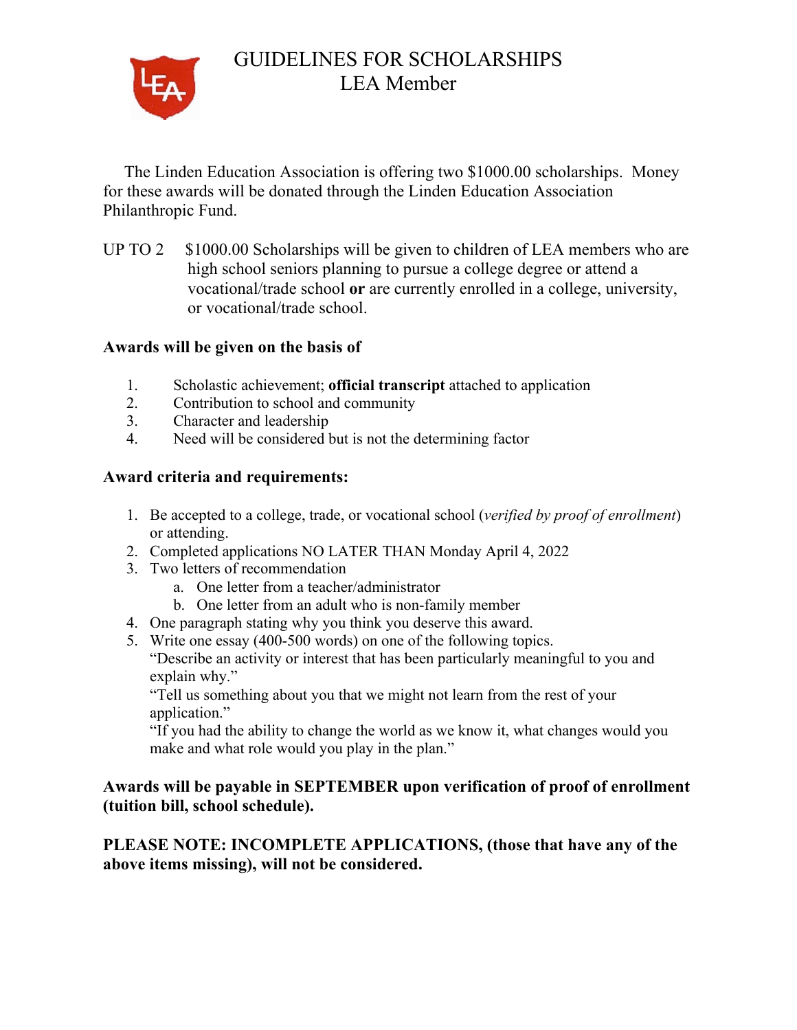# GUIDELINES FOR SCHOLARSHIPS
## LEA Member

The Linden Education Association is offering two $1000.00 scholarships. Money for these awards will be donated through the Linden Education Association Philanthropic Fund.

UP TO 2 $1000.00 Scholarships will be given to children of LEA members who are high school seniors planning to pursue a college degree or attend a vocational/trade school **or** are currently enrolled in a college, university, or vocational/trade school.

**Awards will be given on the basis of**

1. Scholastic achievement; **official transcript** attached to application
2. Contribution to school and community
3. Character and leadership
4. Need will be considered but is not the determining factor

**Award criteria and requirements:**

1. Be accepted to a college, trade, or vocational school (*verified by proof of enrollment*) or attending.
2. Completed applications NO LATER THAN Monday April 4, 2022
3. Two letters of recommendation
   a. One letter from a teacher/administrator
   b. One letter from an adult who is non-family member
4. One paragraph stating why you think you deserve this award.
5. Write one essay (400-500 words) on one of the following topics.
   "Describe an activity or interest that has been particularly meaningful to you and explain why."
   "Tell us something about you that we might not learn from the rest of your application."
   "If you had the ability to change the world as we know it, what changes would you make and what role would you play in the plan."

**Awards will be payable in SEPTEMBER upon verification of proof of enrollment (tuition bill, school schedule).**

**PLEASE NOTE: INCOMPLETE APPLICATIONS, (those that have any of the above items missing), will not be considered.**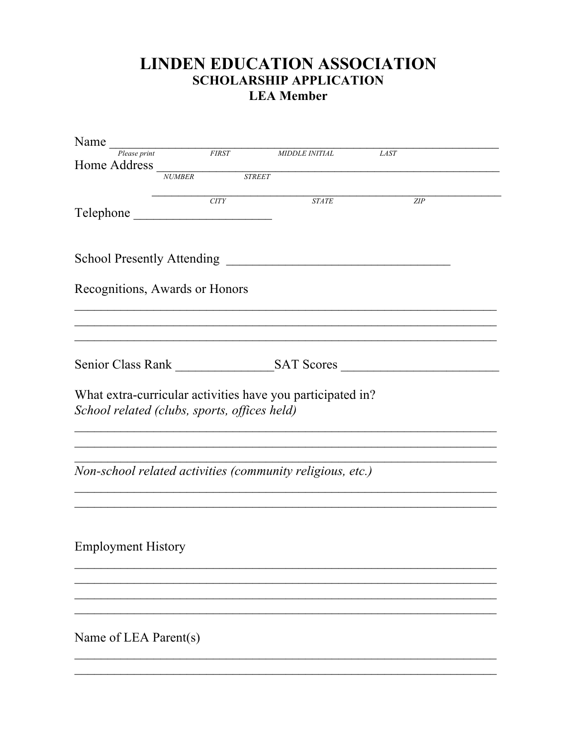# LINDEN EDUCATION ASSOCIATION

## SCHOLARSHIP APPLICATION

### LEA Member

Name ______________________________________________________________
*Please print* FIRST MIDDLE INITIAL LAST

Home Address _______________________________________________________
NUMBER STREET

_______________________________________________________________
CITY STATE ZIP

Telephone _____________________

School Presently Attending __________________________________

Recognitions, Awards or Honors

_______________________________________________________________
_______________________________________________________________
_______________________________________________________________

Senior Class Rank _______________SAT Scores ________________________

What extra-curricular activities have you participated in?
*School related (clubs, sports, offices held)*

_______________________________________________________________
_______________________________________________________________
_______________________________________________________________

*Non-school related activities (community religious, etc.)*

_______________________________________________________________
_______________________________________________________________

Employment History

_______________________________________________________________
_______________________________________________________________
_______________________________________________________________
_______________________________________________________________

Name of LEA Parent(s)

_______________________________________________________________
_______________________________________________________________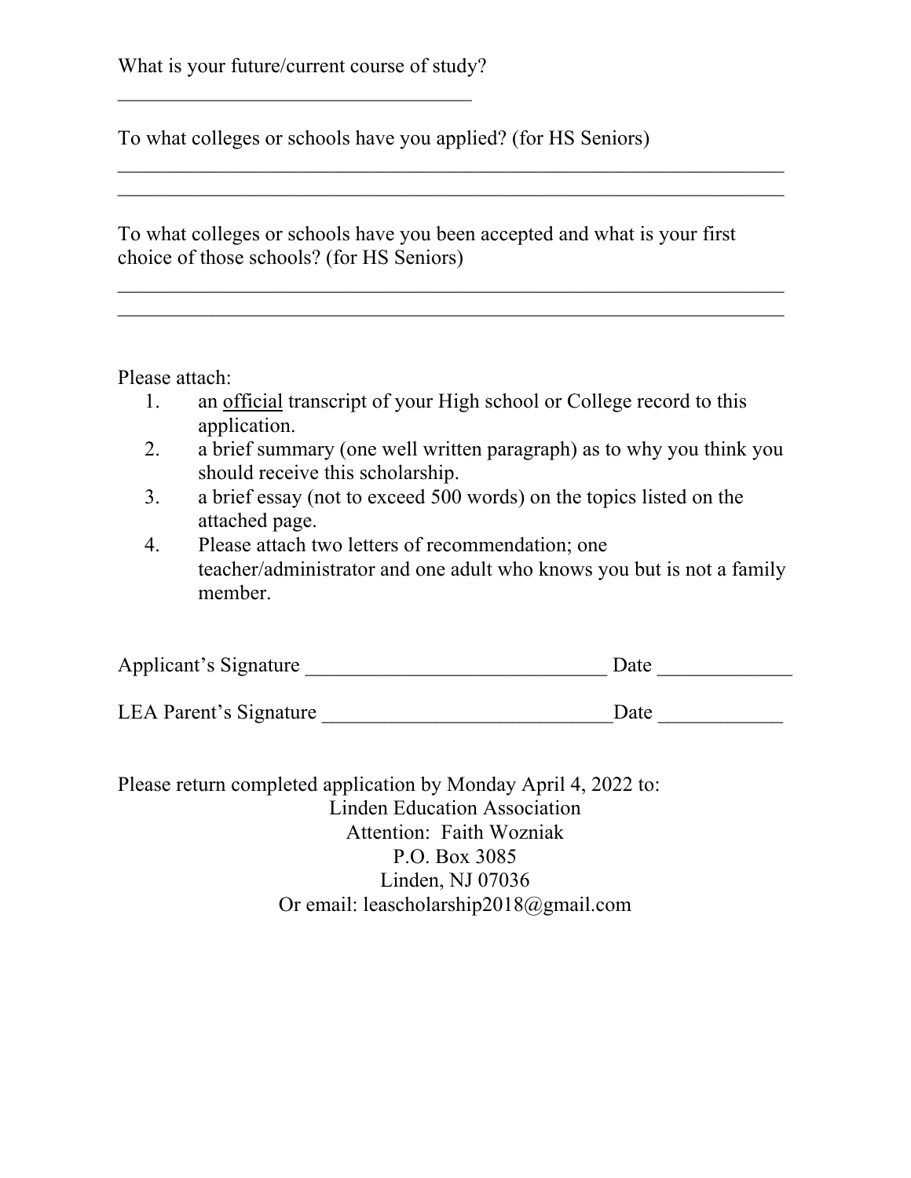What is your future/current course of study?

___________________________________

To what colleges or schools have you applied? (for HS Seniors)

___________________________________________________________________
___________________________________________________________________

To what colleges or schools have you been accepted and what is your first choice of those schools? (for HS Seniors)

___________________________________________________________________
___________________________________________________________________

Please attach:

1. an <u>official</u> transcript of your High school or College record to this application.
2. a brief summary (one well written paragraph) as to why you think you should receive this scholarship.
3. a brief essay (not to exceed 500 words) on the topics listed on the attached page.
4. Please attach two letters of recommendation; one teacher/administrator and one adult who knows you but is not a family member.

Applicant's Signature ______________________________ Date _____________

LEA Parent's Signature ____________________________Date ____________

Please return completed application by Monday April 4, 2022 to:

Linden Education Association
Attention: Faith Wozniak
P.O. Box 3085
Linden, NJ 07036
Or email: leascholarship2018@gmail.com